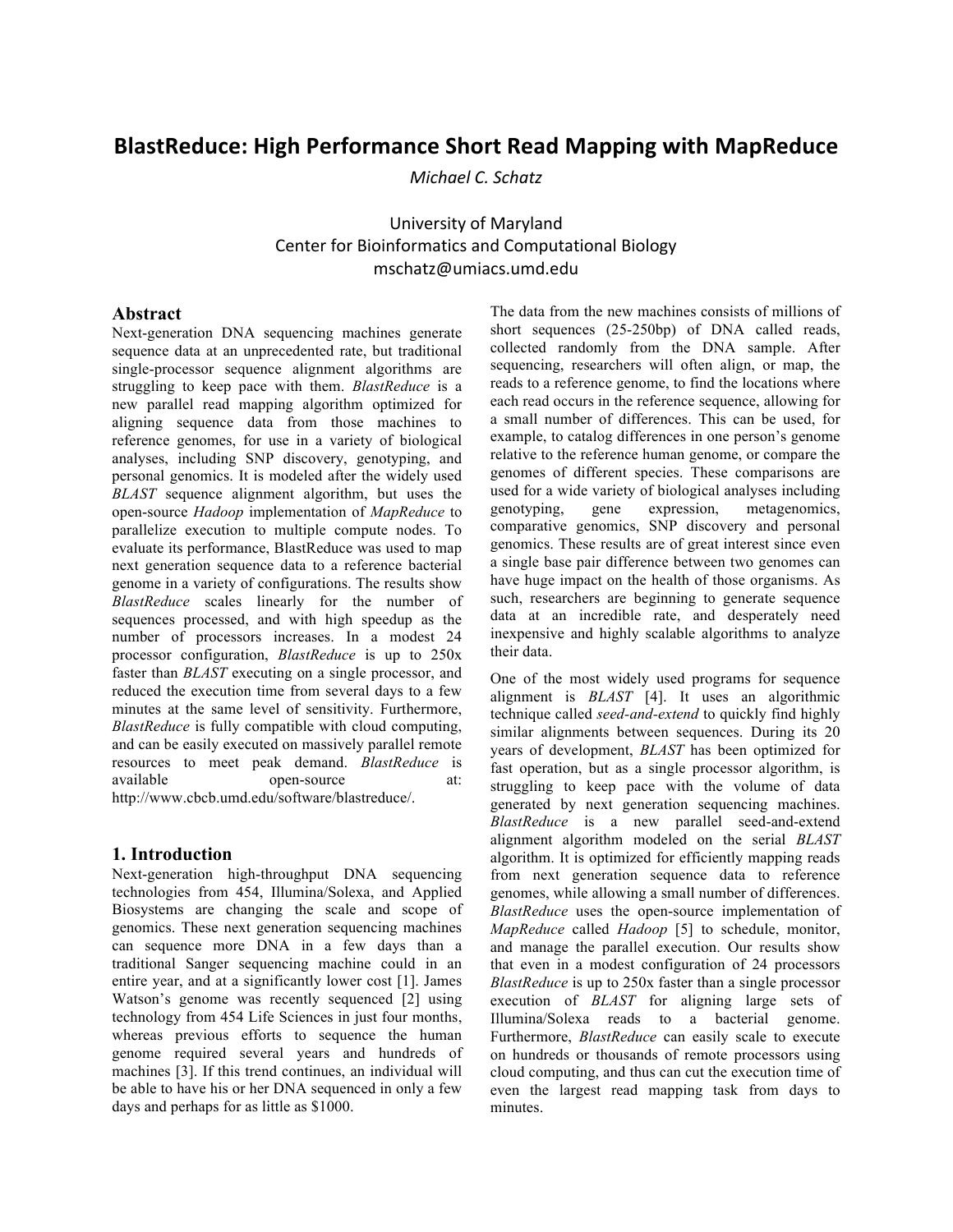# BlastReduce: High Performance Short Read Mapping with MapReduce

*Michael C. Schatz*

University of Maryland
Center for Bioinformatics and Computational Biology
mschatz@umiacs.umd.edu

## Abstract

Next-generation DNA sequencing machines generate sequence data at an unprecedented rate, but traditional single-processor sequence alignment algorithms are struggling to keep pace with them. *BlastReduce* is a new parallel read mapping algorithm optimized for aligning sequence data from those machines to reference genomes, for use in a variety of biological analyses, including SNP discovery, genotyping, and personal genomics. It is modeled after the widely used *BLAST* sequence alignment algorithm, but uses the open-source *Hadoop* implementation of *MapReduce* to parallelize execution to multiple compute nodes. To evaluate its performance, BlastReduce was used to map next generation sequence data to a reference bacterial genome in a variety of configurations. The results show *BlastReduce* scales linearly for the number of sequences processed, and with high speedup as the number of processors increases. In a modest 24 processor configuration, *BlastReduce* is up to 250x faster than *BLAST* executing on a single processor, and reduced the execution time from several days to a few minutes at the same level of sensitivity. Furthermore, *BlastReduce* is fully compatible with cloud computing, and can be easily executed on massively parallel remote resources to meet peak demand. *BlastReduce* is available open-source at: http://www.cbcb.umd.edu/software/blastreduce/.

## 1. Introduction

Next-generation high-throughput DNA sequencing technologies from 454, Illumina/Solexa, and Applied Biosystems are changing the scale and scope of genomics. These next generation sequencing machines can sequence more DNA in a few days than a traditional Sanger sequencing machine could in an entire year, and at a significantly lower cost [1]. James Watson's genome was recently sequenced [2] using technology from 454 Life Sciences in just four months, whereas previous efforts to sequence the human genome required several years and hundreds of machines [3]. If this trend continues, an individual will be able to have his or her DNA sequenced in only a few days and perhaps for as little as $1000.

The data from the new machines consists of millions of short sequences (25-250bp) of DNA called reads, collected randomly from the DNA sample. After sequencing, researchers will often align, or map, the reads to a reference genome, to find the locations where each read occurs in the reference sequence, allowing for a small number of differences. This can be used, for example, to catalog differences in one person's genome relative to the reference human genome, or compare the genomes of different species. These comparisons are used for a wide variety of biological analyses including genotyping, gene expression, metagenomics, comparative genomics, SNP discovery and personal genomics. These results are of great interest since even a single base pair difference between two genomes can have huge impact on the health of those organisms. As such, researchers are beginning to generate sequence data at an incredible rate, and desperately need inexpensive and highly scalable algorithms to analyze their data.

One of the most widely used programs for sequence alignment is *BLAST* [4]. It uses an algorithmic technique called *seed-and-extend* to quickly find highly similar alignments between sequences. During its 20 years of development, *BLAST* has been optimized for fast operation, but as a single processor algorithm, is struggling to keep pace with the volume of data generated by next generation sequencing machines. *BlastReduce* is a new parallel seed-and-extend alignment algorithm modeled on the serial *BLAST* algorithm. It is optimized for efficiently mapping reads from next generation sequence data to reference genomes, while allowing a small number of differences. *BlastReduce* uses the open-source implementation of *MapReduce* called *Hadoop* [5] to schedule, monitor, and manage the parallel execution. Our results show that even in a modest configuration of 24 processors *BlastReduce* is up to 250x faster than a single processor execution of *BLAST* for aligning large sets of Illumina/Solexa reads to a bacterial genome. Furthermore, *BlastReduce* can easily scale to execute on hundreds or thousands of remote processors using cloud computing, and thus can cut the execution time of even the largest read mapping task from days to minutes.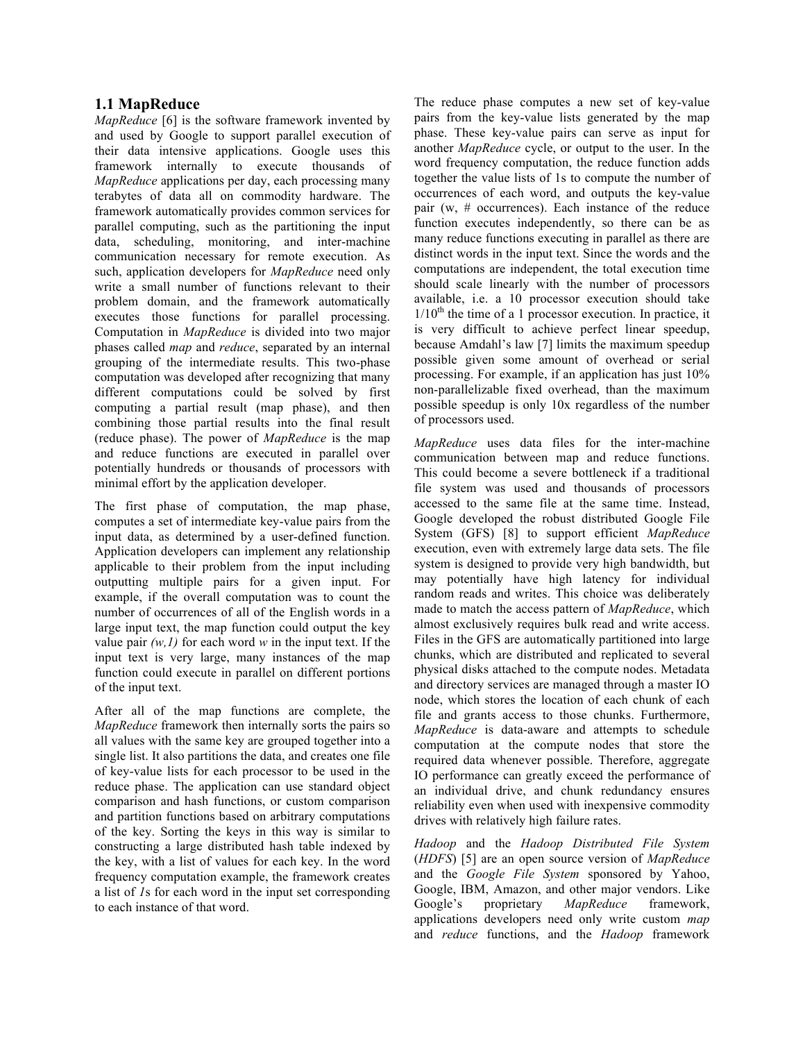## 1.1 MapReduce

*MapReduce* [6] is the software framework invented by and used by Google to support parallel execution of their data intensive applications. Google uses this framework internally to execute thousands of *MapReduce* applications per day, each processing many terabytes of data all on commodity hardware. The framework automatically provides common services for parallel computing, such as the partitioning the input data, scheduling, monitoring, and inter-machine communication necessary for remote execution. As such, application developers for *MapReduce* need only write a small number of functions relevant to their problem domain, and the framework automatically executes those functions for parallel processing. Computation in *MapReduce* is divided into two major phases called *map* and *reduce*, separated by an internal grouping of the intermediate results. This two-phase computation was developed after recognizing that many different computations could be solved by first computing a partial result (map phase), and then combining those partial results into the final result (reduce phase). The power of *MapReduce* is the map and reduce functions are executed in parallel over potentially hundreds or thousands of processors with minimal effort by the application developer.

The first phase of computation, the map phase, computes a set of intermediate key-value pairs from the input data, as determined by a user-defined function. Application developers can implement any relationship applicable to their problem from the input including outputting multiple pairs for a given input. For example, if the overall computation was to count the number of occurrences of all of the English words in a large input text, the map function could output the key value pair *(w,1)* for each word *w* in the input text. If the input text is very large, many instances of the map function could execute in parallel on different portions of the input text.

After all of the map functions are complete, the *MapReduce* framework then internally sorts the pairs so all values with the same key are grouped together into a single list. It also partitions the data, and creates one file of key-value lists for each processor to be used in the reduce phase. The application can use standard object comparison and hash functions, or custom comparison and partition functions based on arbitrary computations of the key. Sorting the keys in this way is similar to constructing a large distributed hash table indexed by the key, with a list of values for each key. In the word frequency computation example, the framework creates a list of *1*s for each word in the input set corresponding to each instance of that word.

The reduce phase computes a new set of key-value pairs from the key-value lists generated by the map phase. These key-value pairs can serve as input for another *MapReduce* cycle, or output to the user. In the word frequency computation, the reduce function adds together the value lists of 1s to compute the number of occurrences of each word, and outputs the key-value pair (w, # occurrences). Each instance of the reduce function executes independently, so there can be as many reduce functions executing in parallel as there are distinct words in the input text. Since the words and the computations are independent, the total execution time should scale linearly with the number of processors available, i.e. a 10 processor execution should take $1/10^{th}$ the time of a 1 processor execution. In practice, it is very difficult to achieve perfect linear speedup, because Amdahl's law [7] limits the maximum speedup possible given some amount of overhead or serial processing. For example, if an application has just 10% non-parallelizable fixed overhead, than the maximum possible speedup is only 10x regardless of the number of processors used.

*MapReduce* uses data files for the inter-machine communication between map and reduce functions. This could become a severe bottleneck if a traditional file system was used and thousands of processors accessed to the same file at the same time. Instead, Google developed the robust distributed Google File System (GFS) [8] to support efficient *MapReduce* execution, even with extremely large data sets. The file system is designed to provide very high bandwidth, but may potentially have high latency for individual random reads and writes. This choice was deliberately made to match the access pattern of *MapReduce*, which almost exclusively requires bulk read and write access. Files in the GFS are automatically partitioned into large chunks, which are distributed and replicated to several physical disks attached to the compute nodes. Metadata and directory services are managed through a master IO node, which stores the location of each chunk of each file and grants access to those chunks. Furthermore, *MapReduce* is data-aware and attempts to schedule computation at the compute nodes that store the required data whenever possible. Therefore, aggregate IO performance can greatly exceed the performance of an individual drive, and chunk redundancy ensures reliability even when used with inexpensive commodity drives with relatively high failure rates.

*Hadoop* and the *Hadoop Distributed File System* (*HDFS*) [5] are an open source version of *MapReduce* and the *Google File System* sponsored by Yahoo, Google, IBM, Amazon, and other major vendors. Like Google's proprietary *MapReduce* framework, applications developers need only write custom *map* and *reduce* functions, and the *Hadoop* framework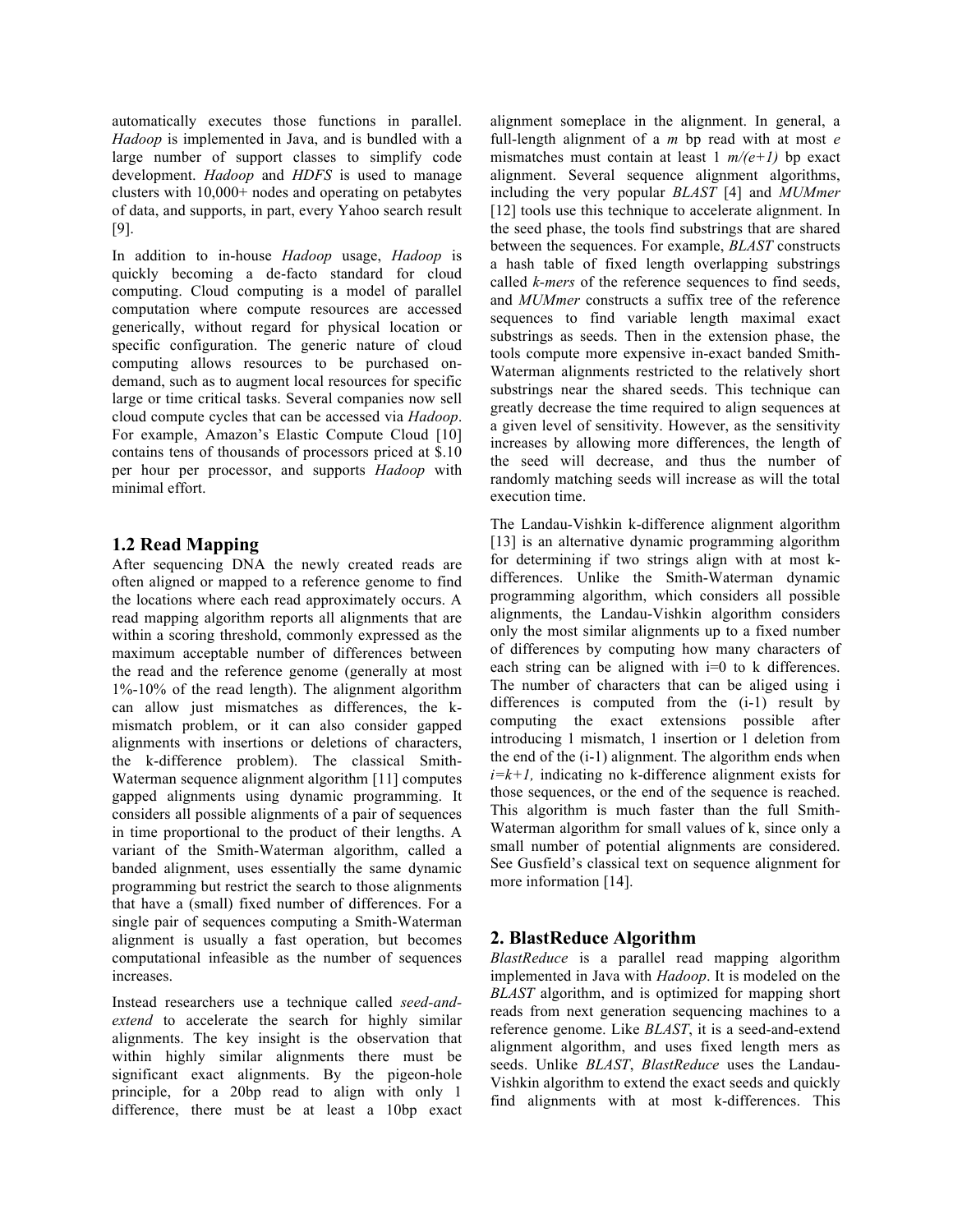automatically executes those functions in parallel. *Hadoop* is implemented in Java, and is bundled with a large number of support classes to simplify code development. *Hadoop* and *HDFS* is used to manage clusters with 10,000+ nodes and operating on petabytes of data, and supports, in part, every Yahoo search result [9].

In addition to in-house *Hadoop* usage, *Hadoop* is quickly becoming a de-facto standard for cloud computing. Cloud computing is a model of parallel computation where compute resources are accessed generically, without regard for physical location or specific configuration. The generic nature of cloud computing allows resources to be purchased on-demand, such as to augment local resources for specific large or time critical tasks. Several companies now sell cloud compute cycles that can be accessed via *Hadoop*. For example, Amazon's Elastic Compute Cloud [10] contains tens of thousands of processors priced at $.10 per hour per processor, and supports *Hadoop* with minimal effort.

## 1.2 Read Mapping

After sequencing DNA the newly created reads are often aligned or mapped to a reference genome to find the locations where each read approximately occurs. A read mapping algorithm reports all alignments that are within a scoring threshold, commonly expressed as the maximum acceptable number of differences between the read and the reference genome (generally at most 1%-10% of the read length). The alignment algorithm can allow just mismatches as differences, the k-mismatch problem, or it can also consider gapped alignments with insertions or deletions of characters, the k-difference problem). The classical Smith-Waterman sequence alignment algorithm [11] computes gapped alignments using dynamic programming. It considers all possible alignments of a pair of sequences in time proportional to the product of their lengths. A variant of the Smith-Waterman algorithm, called a banded alignment, uses essentially the same dynamic programming but restrict the search to those alignments that have a (small) fixed number of differences. For a single pair of sequences computing a Smith-Waterman alignment is usually a fast operation, but becomes computational infeasible as the number of sequences increases.

Instead researchers use a technique called *seed-and-extend* to accelerate the search for highly similar alignments. The key insight is the observation that within highly similar alignments there must be significant exact alignments. By the pigeon-hole principle, for a 20bp read to align with only 1 difference, there must be at least a 10bp exact alignment someplace in the alignment. In general, a full-length alignment of a *m* bp read with at most *e* mismatches must contain at least 1 $m/(e+1)$ bp exact alignment. Several sequence alignment algorithms, including the very popular *BLAST* [4] and *MUMmer* [12] tools use this technique to accelerate alignment. In the seed phase, the tools find substrings that are shared between the sequences. For example, *BLAST* constructs a hash table of fixed length overlapping substrings called *k-mers* of the reference sequences to find seeds, and *MUMmer* constructs a suffix tree of the reference sequences to find variable length maximal exact substrings as seeds. Then in the extension phase, the tools compute more expensive in-exact banded Smith-Waterman alignments restricted to the relatively short substrings near the shared seeds. This technique can greatly decrease the time required to align sequences at a given level of sensitivity. However, as the sensitivity increases by allowing more differences, the length of the seed will decrease, and thus the number of randomly matching seeds will increase as will the total execution time.

The Landau-Vishkin k-difference alignment algorithm [13] is an alternative dynamic programming algorithm for determining if two strings align with at most k-differences. Unlike the Smith-Waterman dynamic programming algorithm, which considers all possible alignments, the Landau-Vishkin algorithm considers only the most similar alignments up to a fixed number of differences by computing how many characters of each string can be aligned with i=0 to k differences. The number of characters that can be aliged using i differences is computed from the (i-1) result by computing the exact extensions possible after introducing 1 mismatch, 1 insertion or 1 deletion from the end of the (i-1) alignment. The algorithm ends when $i=k+1$, indicating no k-difference alignment exists for those sequences, or the end of the sequence is reached. This algorithm is much faster than the full Smith-Waterman algorithm for small values of k, since only a small number of potential alignments are considered. See Gusfield's classical text on sequence alignment for more information [14].

## 2. BlastReduce Algorithm

*BlastReduce* is a parallel read mapping algorithm implemented in Java with *Hadoop*. It is modeled on the *BLAST* algorithm, and is optimized for mapping short reads from next generation sequencing machines to a reference genome. Like *BLAST*, it is a seed-and-extend alignment algorithm, and uses fixed length mers as seeds. Unlike *BLAST*, *BlastReduce* uses the Landau-Vishkin algorithm to extend the exact seeds and quickly find alignments with at most k-differences. This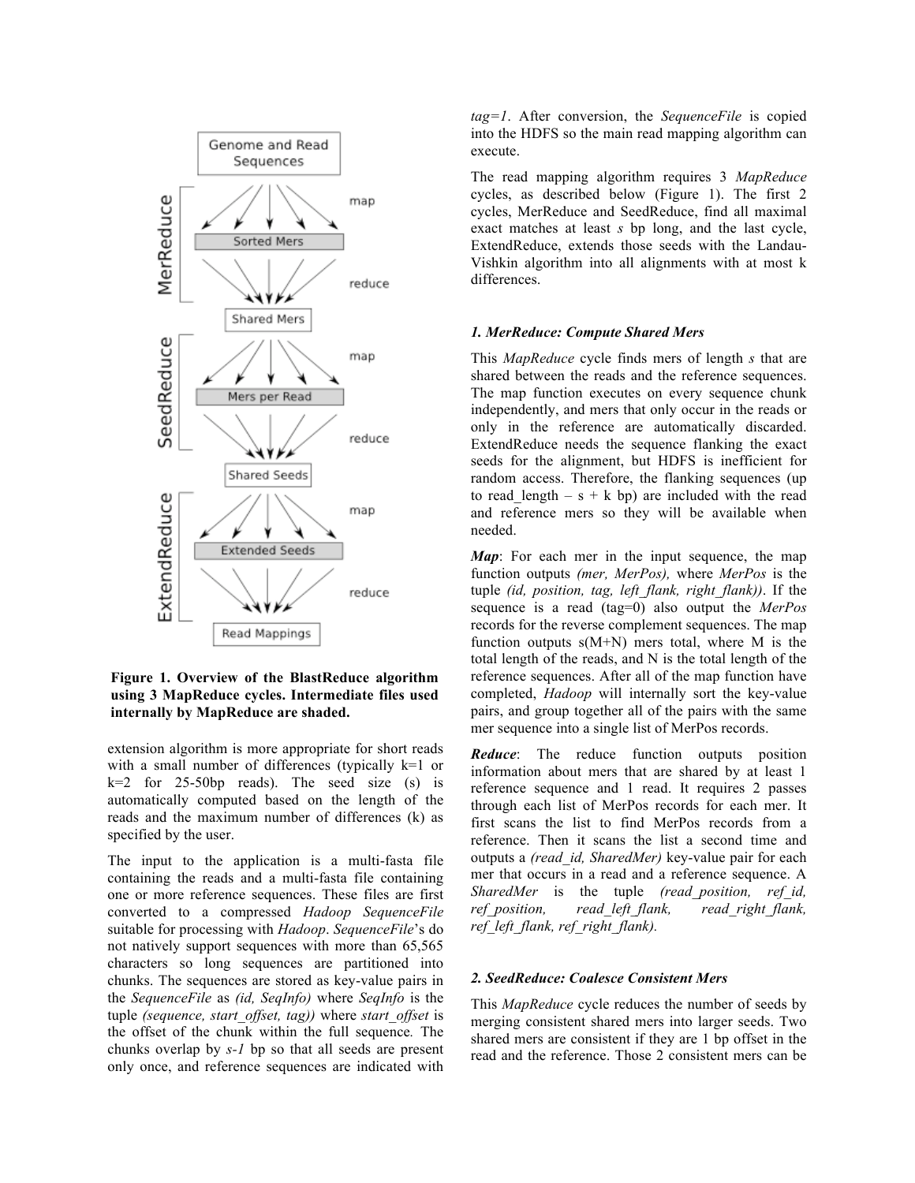**Figure 1. Overview of the BlastReduce algorithm using 3 MapReduce cycles. Intermediate files used internally by MapReduce are shaded.**

extension algorithm is more appropriate for short reads with a small number of differences (typically k=1 or k=2 for 25-50bp reads). The seed size (s) is automatically computed based on the length of the reads and the maximum number of differences (k) as specified by the user.

The input to the application is a multi-fasta file containing the reads and a multi-fasta file containing one or more reference sequences. These files are first converted to a compressed *Hadoop SequenceFile* suitable for processing with *Hadoop*. *SequenceFile*'s do not natively support sequences with more than 65,565 characters so long sequences are partitioned into chunks. The sequences are stored as key-value pairs in the *SequenceFile* as *(id, SeqInfo)* where *SeqInfo* is the tuple *(sequence, start_offset, tag))* where *start_offset* is the offset of the chunk within the full sequence. The chunks overlap by *s-1* bp so that all seeds are present only once, and reference sequences are indicated with *tag=1*. After conversion, the *SequenceFile* is copied into the HDFS so the main read mapping algorithm can execute.

The read mapping algorithm requires 3 *MapReduce* cycles, as described below (Figure 1). The first 2 cycles, MerReduce and SeedReduce, find all maximal exact matches at least *s* bp long, and the last cycle, ExtendReduce, extends those seeds with the Landau-Vishkin algorithm into all alignments with at most k differences.

### *1. MerReduce: Compute Shared Mers*

This *MapReduce* cycle finds mers of length *s* that are shared between the reads and the reference sequences. The map function executes on every sequence chunk independently, and mers that only occur in the reads or only in the reference are automatically discarded. ExtendReduce needs the sequence flanking the exact seeds for the alignment, but HDFS is inefficient for random access. Therefore, the flanking sequences (up to read_length – s + k bp) are included with the read and reference mers so they will be available when needed.

***Map***: For each mer in the input sequence, the map function outputs *(mer, MerPos),* where *MerPos* is the tuple *(id, position, tag, left_flank, right_flank))*. If the sequence is a read (tag=0) also output the *MerPos* records for the reverse complement sequences. The map function outputs s(M+N) mers total, where M is the total length of the reads, and N is the total length of the reference sequences. After all of the map function have completed, *Hadoop* will internally sort the key-value pairs, and group together all of the pairs with the same mer sequence into a single list of MerPos records.

***Reduce***: The reduce function outputs position information about mers that are shared by at least 1 reference sequence and 1 read. It requires 2 passes through each list of MerPos records for each mer. It first scans the list to find MerPos records from a reference. Then it scans the list a second time and outputs a *(read_id, SharedMer)* key-value pair for each mer that occurs in a read and a reference sequence. A *SharedMer* is the tuple *(read_position, ref_id, ref_position, read_left_flank, read_right_flank, ref_left_flank, ref_right_flank).*

### *2. SeedReduce: Coalesce Consistent Mers*

This *MapReduce* cycle reduces the number of seeds by merging consistent shared mers into larger seeds. Two shared mers are consistent if they are 1 bp offset in the read and the reference. Those 2 consistent mers can be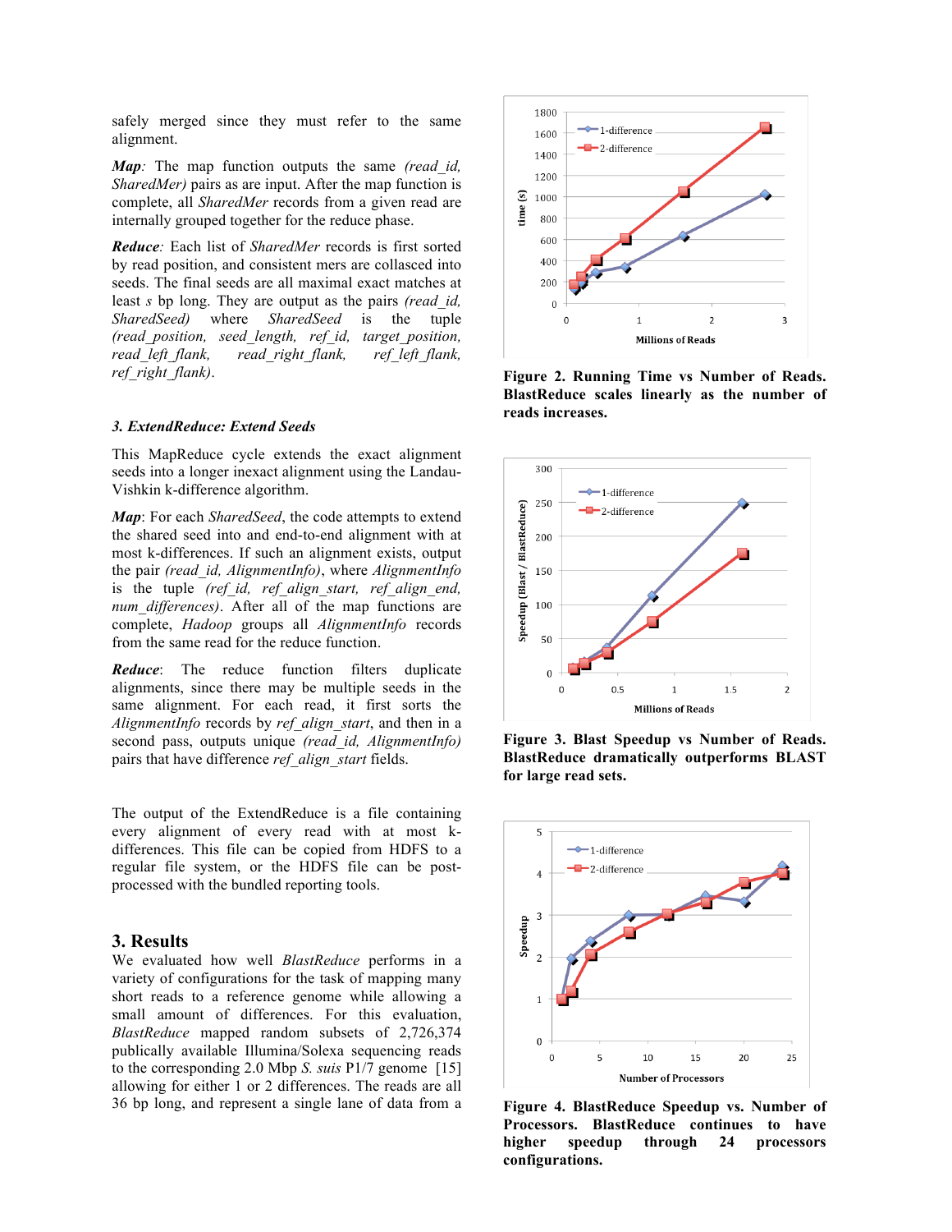safely merged since they must refer to the same alignment.

***Map**:* The map function outputs the same *(read_id, SharedMer)* pairs as are input. After the map function is complete, all *SharedMer* records from a given read are internally grouped together for the reduce phase.

***Reduce**:* Each list of *SharedMer* records is first sorted by read position, and consistent mers are collasced into seeds. The final seeds are all maximal exact matches at least *s* bp long. They are output as the pairs *(read_id, SharedSeed)* where *SharedSeed* is the tuple *(read_position, seed_length, ref_id, target_position, read_left_flank, read_right_flank, ref_left_flank, ref_right_flank)*.

### *3. ExtendReduce: Extend Seeds*

This MapReduce cycle extends the exact alignment seeds into a longer inexact alignment using the Landau-Vishkin k-difference algorithm.

***Map***: For each *SharedSeed*, the code attempts to extend the shared seed into and end-to-end alignment with at most k-differences. If such an alignment exists, output the pair *(read_id, AlignmentInfo)*, where *AlignmentInfo* is the tuple *(ref_id, ref_align_start, ref_align_end, num_differences)*. After all of the map functions are complete, *Hadoop* groups all *AlignmentInfo* records from the same read for the reduce function.

***Reduce***: The reduce function filters duplicate alignments, since there may be multiple seeds in the same alignment. For each read, it first sorts the *AlignmentInfo* records by *ref_align_start*, and then in a second pass, outputs unique *(read_id, AlignmentInfo)* pairs that have difference *ref_align_start* fields.

The output of the ExtendReduce is a file containing every alignment of every read with at most k-differences. This file can be copied from HDFS to a regular file system, or the HDFS file can be post-processed with the bundled reporting tools.

## 3. Results

We evaluated how well *BlastReduce* performs in a variety of configurations for the task of mapping many short reads to a reference genome while allowing a small amount of differences. For this evaluation, *BlastReduce* mapped random subsets of 2,726,374 publically available Illumina/Solexa sequencing reads to the corresponding 2.0 Mbp *S. suis* P1/7 genome [15] allowing for either 1 or 2 differences. The reads are all 36 bp long, and represent a single lane of data from a

**Figure 2. Running Time vs Number of Reads. BlastReduce scales linearly as the number of reads increases.**

**Figure 3. Blast Speedup vs Number of Reads. BlastReduce dramatically outperforms BLAST for large read sets.**

**Figure 4. BlastReduce Speedup vs. Number of Processors. BlastReduce continues to have higher speedup through 24 processors configurations.**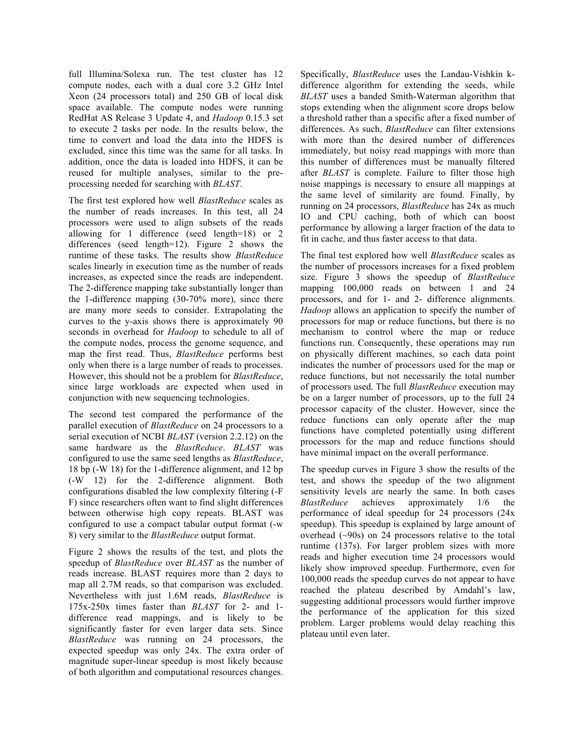full Illumina/Solexa run. The test cluster has 12 compute nodes, each with a dual core 3.2 GHz Intel Xeon (24 processors total) and 250 GB of local disk space available. The compute nodes were running RedHat AS Release 3 Update 4, and *Hadoop* 0.15.3 set to execute 2 tasks per node. In the results below, the time to convert and load the data into the HDFS is excluded, since this time was the same for all tasks. In addition, once the data is loaded into HDFS, it can be reused for multiple analyses, similar to the pre-processing needed for searching with *BLAST*.

The first test explored how well *BlastReduce* scales as the number of reads increases. In this test, all 24 processors were used to align subsets of the reads allowing for 1 difference (seed length=18) or 2 differences (seed length=12). Figure 2 shows the runtime of these tasks. The results show *BlastReduce* scales linearly in execution time as the number of reads increases, as expected since the reads are independent. The 2-difference mapping take substantially longer than the 1-difference mapping (30-70% more), since there are many more seeds to consider. Extrapolating the curves to the y-axis shows there is approximately 90 seconds in overhead for *Hadoop* to schedule to all of the compute nodes, process the genome sequence, and map the first read. Thus, *BlastReduce* performs best only when there is a large number of reads to processes. However, this should not be a problem for *BlastReduce*, since large workloads are expected when used in conjunction with new sequencing technologies.

The second test compared the performance of the parallel execution of *BlastReduce* on 24 processors to a serial execution of NCBI *BLAST* (version 2.2.12) on the same hardware as the *BlastReduce*. *BLAST* was configured to use the same seed lengths as *BlastReduce*, 18 bp (-W 18) for the 1-difference alignment, and 12 bp (-W 12) for the 2-difference alignment. Both configurations disabled the low complexity filtering (-F F) since researchers often want to find slight differences between otherwise high copy repeats. BLAST was configured to use a compact tabular output format (-w 8) very similar to the *BlastReduce* output format.

Figure 2 shows the results of the test, and plots the speedup of *BlastReduce* over *BLAST* as the number of reads increase. BLAST requires more than 2 days to map all 2.7M reads, so that comparison was excluded. Nevertheless with just 1.6M reads, *BlastReduce* is 175x-250x times faster than *BLAST* for 2- and 1-difference read mappings, and is likely to be significantly faster for even larger data sets. Since *BlastReduce* was running on 24 processors, the expected speedup was only 24x. The extra order of magnitude super-linear speedup is most likely because of both algorithm and computational resources changes. Specifically, *BlastReduce* uses the Landau-Vishkin k-difference algorithm for extending the seeds, while *BLAST* uses a banded Smith-Waterman algorithm that stops extending when the alignment score drops below a threshold rather than a specific after a fixed number of differences. As such, *BlastReduce* can filter extensions with more than the desired number of differences immediately, but noisy read mappings with more than this number of differences must be manually filtered after *BLAST* is complete. Failure to filter those high noise mappings is necessary to ensure all mappings at the same level of similarity are found. Finally, by running on 24 processors, *BlastReduce* has 24x as much IO and CPU caching, both of which can boost performance by allowing a larger fraction of the data to fit in cache, and thus faster access to that data.

The final test explored how well *BlastReduce* scales as the number of processors increases for a fixed problem size. Figure 3 shows the speedup of *BlastReduce* mapping 100,000 reads on between 1 and 24 processors, and for 1- and 2- difference alignments. *Hadoop* allows an application to specify the number of processors for map or reduce functions, but there is no mechanism to control where the map or reduce functions run. Consequently, these operations may run on physically different machines, so each data point indicates the number of processors used for the map or reduce functions, but not necessarily the total number of processors used. The full *BlastReduce* execution may be on a larger number of processors, up to the full 24 processor capacity of the cluster. However, since the reduce functions can only operate after the map functions have completed potentially using different processors for the map and reduce functions should have minimal impact on the overall performance.

The speedup curves in Figure 3 show the results of the test, and shows the speedup of the two alignment sensitivity levels are nearly the same. In both cases *BlastReduce* achieves approximately 1/6 the performance of ideal speedup for 24 processors (24x speedup). This speedup is explained by large amount of overhead (~90s) on 24 processors relative to the total runtime (137s). For larger problem sizes with more reads and higher execution time 24 processors would likely show improved speedup. Furthermore, even for 100,000 reads the speedup curves do not appear to have reached the plateau described by Amdahl's law, suggesting additional processors would further improve the performance of the application for this sized problem. Larger problems would delay reaching this plateau until even later.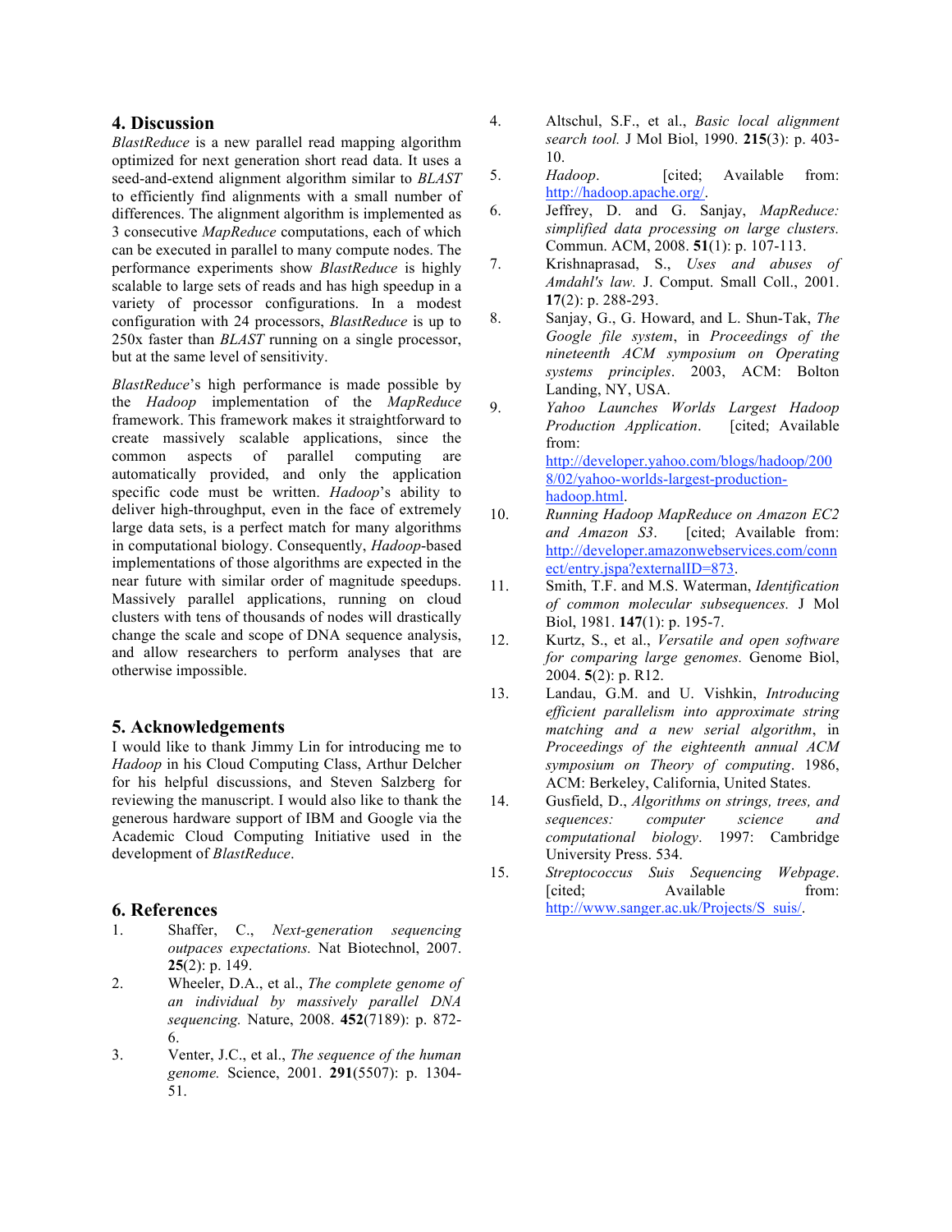## 4. Discussion

*BlastReduce* is a new parallel read mapping algorithm optimized for next generation short read data. It uses a seed-and-extend alignment algorithm similar to *BLAST* to efficiently find alignments with a small number of differences. The alignment algorithm is implemented as 3 consecutive *MapReduce* computations, each of which can be executed in parallel to many compute nodes. The performance experiments show *BlastReduce* is highly scalable to large sets of reads and has high speedup in a variety of processor configurations. In a modest configuration with 24 processors, *BlastReduce* is up to 250x faster than *BLAST* running on a single processor, but at the same level of sensitivity.

*BlastReduce*'s high performance is made possible by the *Hadoop* implementation of the *MapReduce* framework. This framework makes it straightforward to create massively scalable applications, since the common aspects of parallel computing are automatically provided, and only the application specific code must be written. *Hadoop*'s ability to deliver high-throughput, even in the face of extremely large data sets, is a perfect match for many algorithms in computational biology. Consequently, *Hadoop*-based implementations of those algorithms are expected in the near future with similar order of magnitude speedups. Massively parallel applications, running on cloud clusters with tens of thousands of nodes will drastically change the scale and scope of DNA sequence analysis, and allow researchers to perform analyses that are otherwise impossible.

## 5. Acknowledgements

I would like to thank Jimmy Lin for introducing me to *Hadoop* in his Cloud Computing Class, Arthur Delcher for his helpful discussions, and Steven Salzberg for reviewing the manuscript. I would also like to thank the generous hardware support of IBM and Google via the Academic Cloud Computing Initiative used in the development of *BlastReduce*.

## 6. References

1. Shaffer, C., *Next-generation sequencing outpaces expectations.* Nat Biotechnol, 2007. **25**(2): p. 149.
2. Wheeler, D.A., et al., *The complete genome of an individual by massively parallel DNA sequencing.* Nature, 2008. **452**(7189): p. 872-6.
3. Venter, J.C., et al., *The sequence of the human genome.* Science, 2001. **291**(5507): p. 1304-51.
4. Altschul, S.F., et al., *Basic local alignment search tool.* J Mol Biol, 1990. **215**(3): p. 403-10.
5. *Hadoop*. [cited; Available from: http://hadoop.apache.org/.
6. Jeffrey, D. and G. Sanjay, *MapReduce: simplified data processing on large clusters.* Commun. ACM, 2008. **51**(1): p. 107-113.
7. Krishnaprasad, S., *Uses and abuses of Amdahl's law.* J. Comput. Small Coll., 2001. **17**(2): p. 288-293.
8. Sanjay, G., G. Howard, and L. Shun-Tak, *The Google file system*, in *Proceedings of the nineteenth ACM symposium on Operating systems principles*. 2003, ACM: Bolton Landing, NY, USA.
9. *Yahoo Launches Worlds Largest Hadoop Production Application*. [cited; Available from: http://developer.yahoo.com/blogs/hadoop/2008/02/yahoo-worlds-largest-production-hadoop.html.
10. *Running Hadoop MapReduce on Amazon EC2 and Amazon S3*. [cited; Available from: http://developer.amazonwebservices.com/connect/entry.jspa?externalID=873.
11. Smith, T.F. and M.S. Waterman, *Identification of common molecular subsequences.* J Mol Biol, 1981. **147**(1): p. 195-7.
12. Kurtz, S., et al., *Versatile and open software for comparing large genomes.* Genome Biol, 2004. **5**(2): p. R12.
13. Landau, G.M. and U. Vishkin, *Introducing efficient parallelism into approximate string matching and a new serial algorithm*, in *Proceedings of the eighteenth annual ACM symposium on Theory of computing*. 1986, ACM: Berkeley, California, United States.
14. Gusfield, D., *Algorithms on strings, trees, and sequences: computer science and computational biology*. 1997: Cambridge University Press. 534.
15. *Streptococcus Suis Sequencing Webpage*. [cited; Available from: http://www.sanger.ac.uk/Projects/S_suis/.